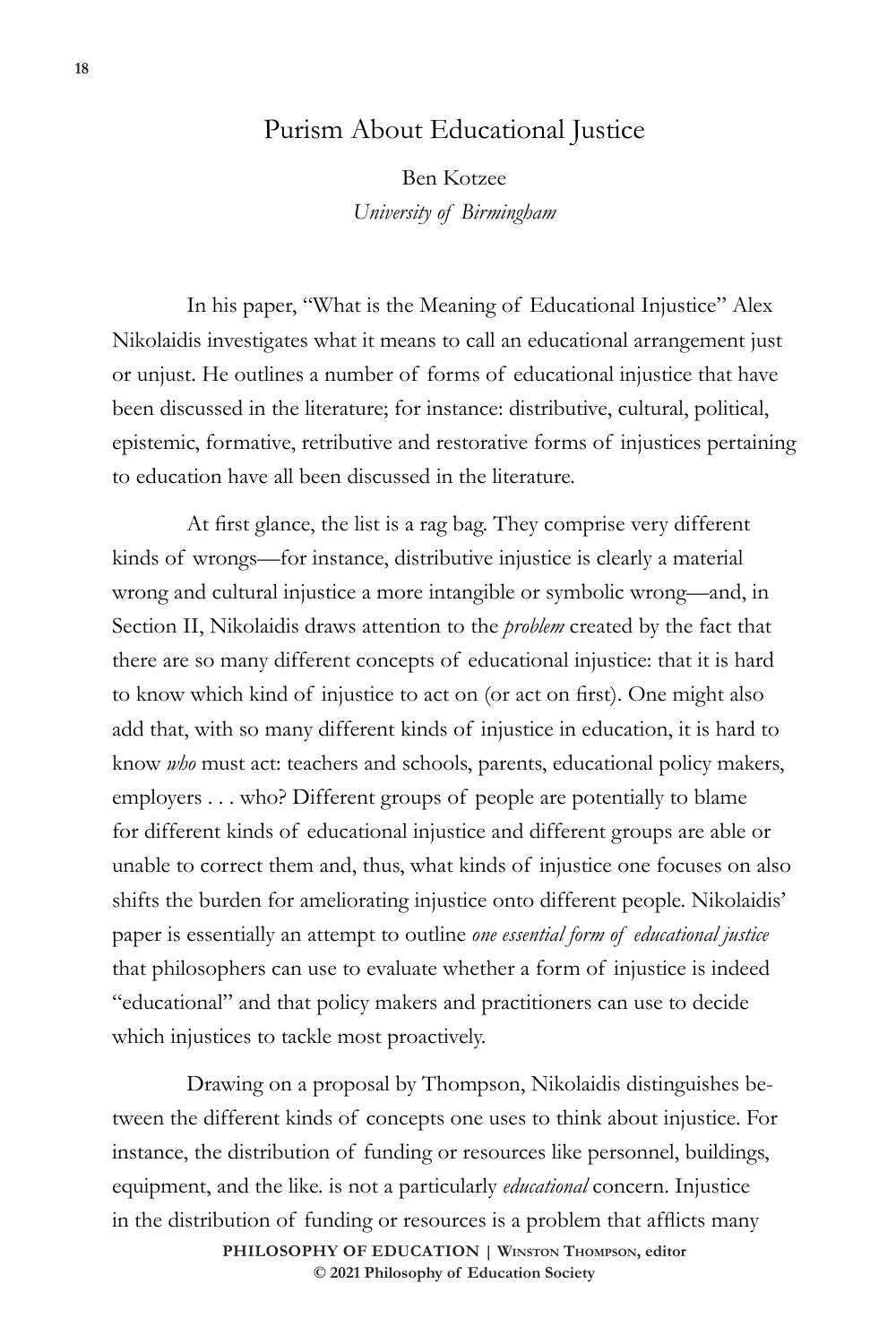# Purism About Educational Justice

Ben Kotzee
*University of Birmingham*

In his paper, "What is the Meaning of Educational Injustice" Alex Nikolaidis investigates what it means to call an educational arrangement just or unjust. He outlines a number of forms of educational injustice that have been discussed in the literature; for instance: distributive, cultural, political, epistemic, formative, retributive and restorative forms of injustices pertaining to education have all been discussed in the literature.

At first glance, the list is a rag bag. They comprise very different kinds of wrongs—for instance, distributive injustice is clearly a material wrong and cultural injustice a more intangible or symbolic wrong—and, in Section II, Nikolaidis draws attention to the *problem* created by the fact that there are so many different concepts of educational injustice: that it is hard to know which kind of injustice to act on (or act on first). One might also add that, with so many different kinds of injustice in education, it is hard to know *who* must act: teachers and schools, parents, educational policy makers, employers . . . who? Different groups of people are potentially to blame for different kinds of educational injustice and different groups are able or unable to correct them and, thus, what kinds of injustice one focuses on also shifts the burden for ameliorating injustice onto different people. Nikolaidis' paper is essentially an attempt to outline *one essential form of educational justice* that philosophers can use to evaluate whether a form of injustice is indeed "educational" and that policy makers and practitioners can use to decide which injustices to tackle most proactively.

Drawing on a proposal by Thompson, Nikolaidis distinguishes between the different kinds of concepts one uses to think about injustice. For instance, the distribution of funding or resources like personnel, buildings, equipment, and the like. is not a particularly *educational* concern. Injustice in the distribution of funding or resources is a problem that afflicts many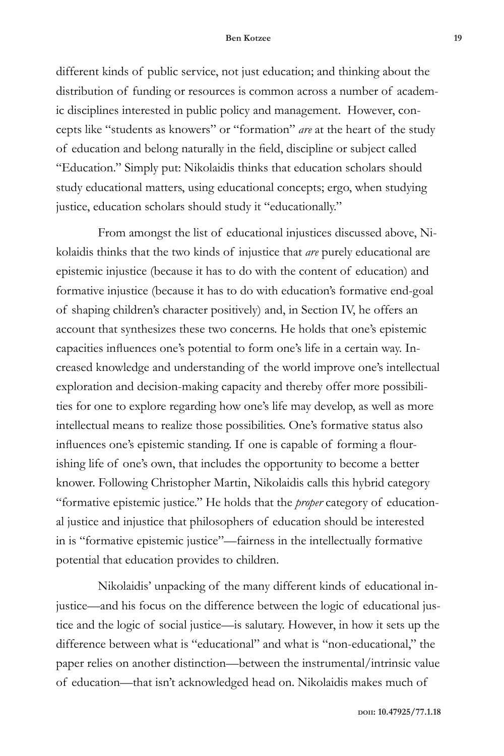different kinds of public service, not just education; and thinking about the distribution of funding or resources is common across a number of academic disciplines interested in public policy and management. However, concepts like "students as knowers" or "formation" *are* at the heart of the study of education and belong naturally in the field, discipline or subject called "Education." Simply put: Nikolaidis thinks that education scholars should study educational matters, using educational concepts; ergo, when studying justice, education scholars should study it "educationally."

From amongst the list of educational injustices discussed above, Nikolaidis thinks that the two kinds of injustice that *are* purely educational are epistemic injustice (because it has to do with the content of education) and formative injustice (because it has to do with education's formative end-goal of shaping children's character positively) and, in Section IV, he offers an account that synthesizes these two concerns. He holds that one's epistemic capacities influences one's potential to form one's life in a certain way. Increased knowledge and understanding of the world improve one's intellectual exploration and decision-making capacity and thereby offer more possibilities for one to explore regarding how one's life may develop, as well as more intellectual means to realize those possibilities. One's formative status also influences one's epistemic standing. If one is capable of forming a flourishing life of one's own, that includes the opportunity to become a better knower. Following Christopher Martin, Nikolaidis calls this hybrid category "formative epistemic justice." He holds that the *proper* category of educational justice and injustice that philosophers of education should be interested in is "formative epistemic justice"—fairness in the intellectually formative potential that education provides to children.

Nikolaidis' unpacking of the many different kinds of educational injustice—and his focus on the difference between the logic of educational justice and the logic of social justice—is salutary. However, in how it sets up the difference between what is "educational" and what is "non-educational," the paper relies on another distinction—between the instrumental/intrinsic value of education—that isn't acknowledged head on. Nikolaidis makes much of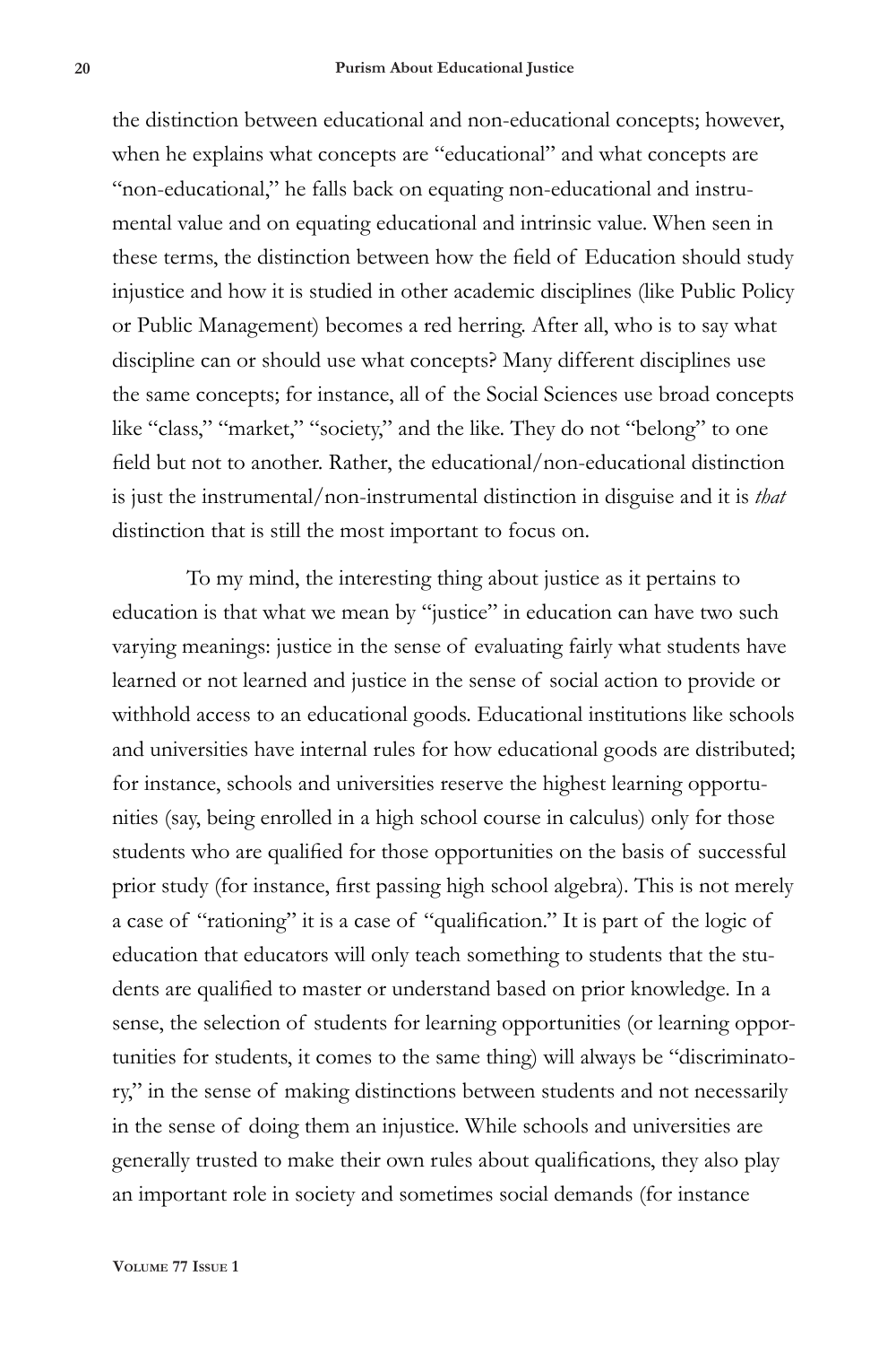the distinction between educational and non-educational concepts; however, when he explains what concepts are "educational" and what concepts are "non-educational," he falls back on equating non-educational and instrumental value and on equating educational and intrinsic value. When seen in these terms, the distinction between how the field of Education should study injustice and how it is studied in other academic disciplines (like Public Policy or Public Management) becomes a red herring. After all, who is to say what discipline can or should use what concepts? Many different disciplines use the same concepts; for instance, all of the Social Sciences use broad concepts like "class," "market," "society," and the like. They do not "belong" to one field but not to another. Rather, the educational/non-educational distinction is just the instrumental/non-instrumental distinction in disguise and it is *that* distinction that is still the most important to focus on.

To my mind, the interesting thing about justice as it pertains to education is that what we mean by "justice" in education can have two such varying meanings: justice in the sense of evaluating fairly what students have learned or not learned and justice in the sense of social action to provide or withhold access to an educational goods. Educational institutions like schools and universities have internal rules for how educational goods are distributed; for instance, schools and universities reserve the highest learning opportunities (say, being enrolled in a high school course in calculus) only for those students who are qualified for those opportunities on the basis of successful prior study (for instance, first passing high school algebra). This is not merely a case of "rationing" it is a case of "qualification." It is part of the logic of education that educators will only teach something to students that the students are qualified to master or understand based on prior knowledge. In a sense, the selection of students for learning opportunities (or learning opportunities for students, it comes to the same thing) will always be "discriminatory," in the sense of making distinctions between students and not necessarily in the sense of doing them an injustice. While schools and universities are generally trusted to make their own rules about qualifications, they also play an important role in society and sometimes social demands (for instance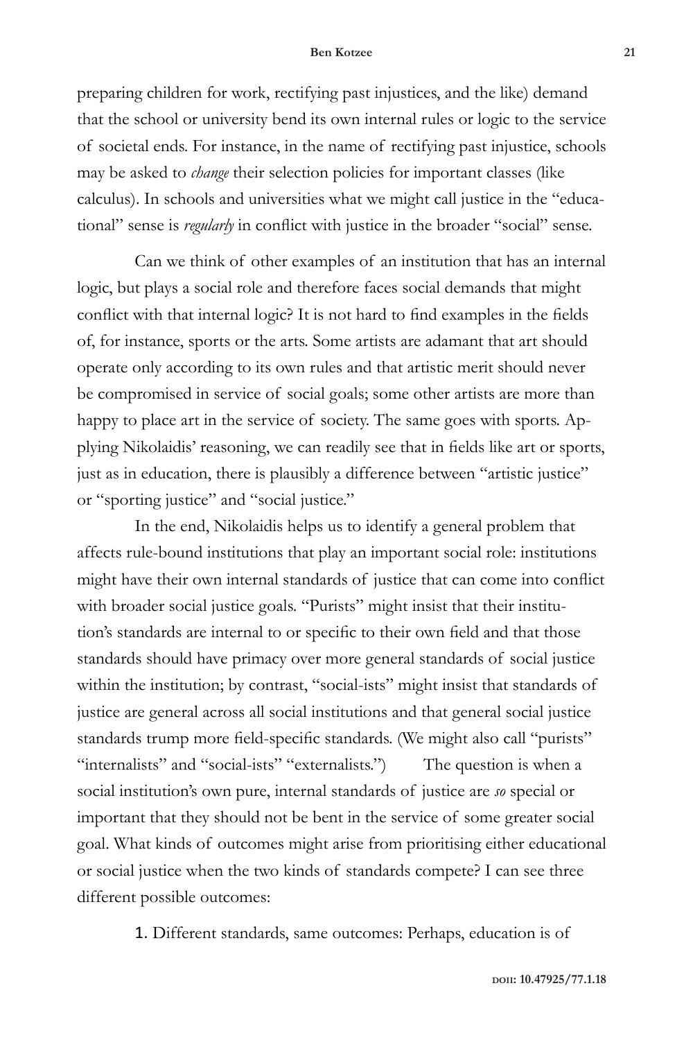preparing children for work, rectifying past injustices, and the like) demand that the school or university bend its own internal rules or logic to the service of societal ends. For instance, in the name of rectifying past injustice, schools may be asked to *change* their selection policies for important classes (like calculus). In schools and universities what we might call justice in the "educational" sense is *regularly* in conflict with justice in the broader "social" sense.

Can we think of other examples of an institution that has an internal logic, but plays a social role and therefore faces social demands that might conflict with that internal logic? It is not hard to find examples in the fields of, for instance, sports or the arts. Some artists are adamant that art should operate only according to its own rules and that artistic merit should never be compromised in service of social goals; some other artists are more than happy to place art in the service of society. The same goes with sports. Applying Nikolaidis' reasoning, we can readily see that in fields like art or sports, just as in education, there is plausibly a difference between "artistic justice" or "sporting justice" and "social justice."

In the end, Nikolaidis helps us to identify a general problem that affects rule-bound institutions that play an important social role: institutions might have their own internal standards of justice that can come into conflict with broader social justice goals. "Purists" might insist that their institution's standards are internal to or specific to their own field and that those standards should have primacy over more general standards of social justice within the institution; by contrast, "social-ists" might insist that standards of justice are general across all social institutions and that general social justice standards trump more field-specific standards. (We might also call "purists" "internalists" and "social-ists" "externalists.") The question is when a social institution's own pure, internal standards of justice are *so* special or important that they should not be bent in the service of some greater social goal. What kinds of outcomes might arise from prioritising either educational or social justice when the two kinds of standards compete? I can see three different possible outcomes:

1. Different standards, same outcomes: Perhaps, education is of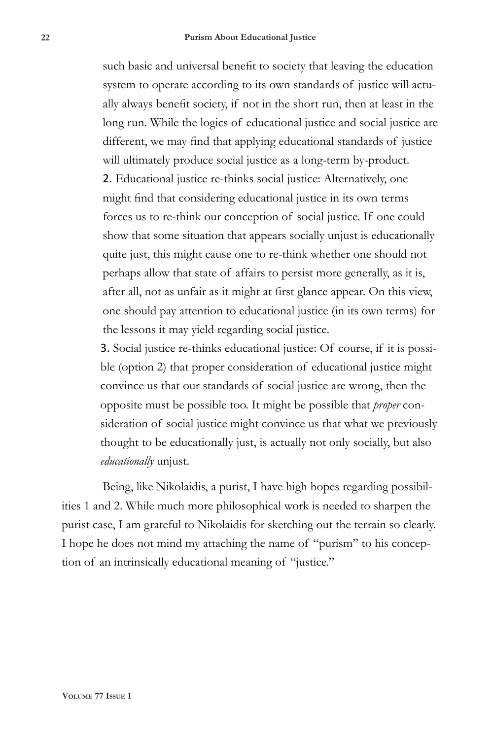such basic and universal benefit to society that leaving the education system to operate according to its own standards of justice will actually always benefit society, if not in the short run, then at least in the long run. While the logics of educational justice and social justice are different, we may find that applying educational standards of justice will ultimately produce social justice as a long-term by-product.

2. Educational justice re-thinks social justice: Alternatively, one might find that considering educational justice in its own terms forces us to re-think our conception of social justice. If one could show that some situation that appears socially unjust is educationally quite just, this might cause one to re-think whether one should not perhaps allow that state of affairs to persist more generally, as it is, after all, not as unfair as it might at first glance appear. On this view, one should pay attention to educational justice (in its own terms) for the lessons it may yield regarding social justice.

3. Social justice re-thinks educational justice: Of course, if it is possible (option 2) that proper consideration of educational justice might convince us that our standards of social justice are wrong, then the opposite must be possible too. It might be possible that *proper* consideration of social justice might convince us that what we previously thought to be educationally just, is actually not only socially, but also *educationally* unjust.

Being, like Nikolaidis, a purist, I have high hopes regarding possibilities 1 and 2. While much more philosophical work is needed to sharpen the purist case, I am grateful to Nikolaidis for sketching out the terrain so clearly. I hope he does not mind my attaching the name of "purism" to his conception of an intrinsically educational meaning of "justice."